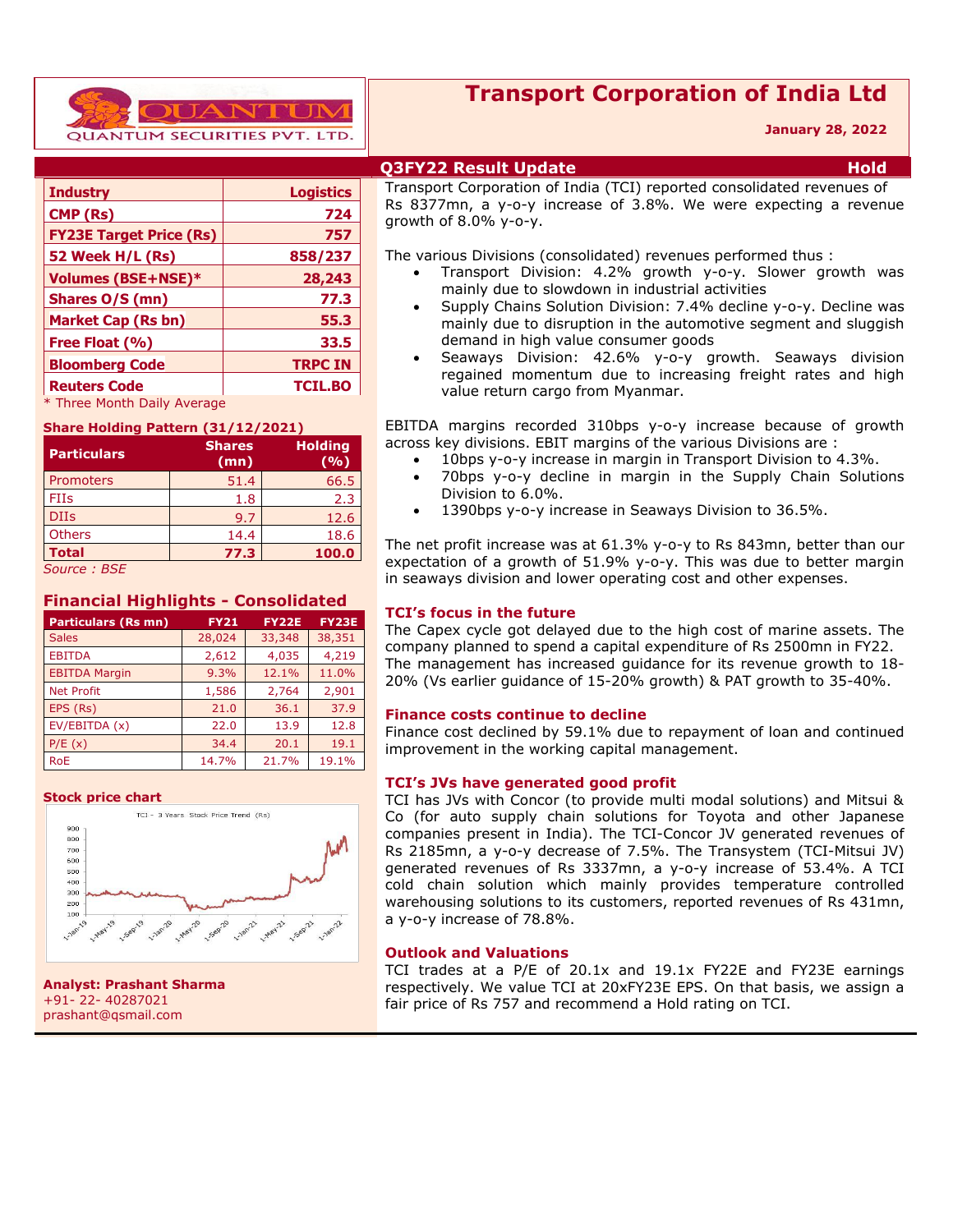QUANTUM SECURITIES PVT. LTD.

# Transport Corporation of India Ltd

**January 28, 2022**

## Q3FY22 Result Update — Hold

| Industry | Logistics |
|---|---|
| CMP (Rs) | 724 |
| FY23E Target Price (Rs) | 757 |
| 52 Week H/L (Rs) | 858/237 |
| Volumes (BSE+NSE)* | 28,243 |
| Shares O/S (mn) | 77.3 |
| Market Cap (Rs bn) | 55.3 |
| Free Float (%) | 33.5 |
| Bloomberg Code | TRPC IN |
| Reuters Code | TCIL.BO |

\* Three Month Daily Average

**Share Holding Pattern (31/12/2021)**

| Particulars | Shares (mn) | Holding (%) |
|---|---|---|
| Promoters | 51.4 | 66.5 |
| FIIs | 1.8 | 2.3 |
| DIIs | 9.7 | 12.6 |
| Others | 14.4 | 18.6 |
| **Total** | **77.3** | **100.0** |

*Source : BSE*

### Financial Highlights - Consolidated

| Particulars (Rs mn) | FY21 | FY22E | FY23E |
|---|---|---|---|
| Sales | 28,024 | 33,348 | 38,351 |
| EBITDA | 2,612 | 4,035 | 4,219 |
| EBITDA Margin | 9.3% | 12.1% | 11.0% |
| Net Profit | 1,586 | 2,764 | 2,901 |
| EPS (Rs) | 21.0 | 36.1 | 37.9 |
| EV/EBITDA (x) | 22.0 | 13.9 | 12.8 |
| P/E (x) | 34.4 | 20.1 | 19.1 |
| RoE | 14.7% | 21.7% | 19.1% |

**Stock price chart**

TCI – 3 Years Stock Price Trend (Rs)

**Analyst: Prashant Sharma**
+91- 22- 40287021
prashant@qsmail.com

Transport Corporation of India (TCI) reported consolidated revenues of Rs 8377mn, a y-o-y increase of 3.8%. We were expecting a revenue growth of 8.0% y-o-y.

The various Divisions (consolidated) revenues performed thus :

- Transport Division: 4.2% growth y-o-y. Slower growth was mainly due to slowdown in industrial activities
- Supply Chains Solution Division: 7.4% decline y-o-y. Decline was mainly due to disruption in the automotive segment and sluggish demand in high value consumer goods
- Seaways Division: 42.6% y-o-y growth. Seaways division regained momentum due to increasing freight rates and high value return cargo from Myanmar.

EBITDA margins recorded 310bps y-o-y increase because of growth across key divisions. EBIT margins of the various Divisions are :

- 10bps y-o-y increase in margin in Transport Division to 4.3%.
- 70bps y-o-y decline in margin in the Supply Chain Solutions Division to 6.0%.
- 1390bps y-o-y increase in Seaways Division to 36.5%.

The net profit increase was at 61.3% y-o-y to Rs 843mn, better than our expectation of a growth of 51.9% y-o-y. This was due to better margin in seaways division and lower operating cost and other expenses.

### TCI's focus in the future

The Capex cycle got delayed due to the high cost of marine assets. The company planned to spend a capital expenditure of Rs 2500mn in FY22. The management has increased guidance for its revenue growth to 18-20% (Vs earlier guidance of 15-20% growth) & PAT growth to 35-40%.

### Finance costs continue to decline

Finance cost declined by 59.1% due to repayment of loan and continued improvement in the working capital management.

### TCI's JVs have generated good profit

TCI has JVs with Concor (to provide multi modal solutions) and Mitsui & Co (for auto supply chain solutions for Toyota and other Japanese companies present in India). The TCI-Concor JV generated revenues of Rs 2185mn, a y-o-y decrease of 7.5%. The Transystem (TCI-Mitsui JV) generated revenues of Rs 3337mn, a y-o-y increase of 53.4%. A TCI cold chain solution which mainly provides temperature controlled warehousing solutions to its customers, reported revenues of Rs 431mn, a y-o-y increase of 78.8%.

### Outlook and Valuations

TCI trades at a P/E of 20.1x and 19.1x FY22E and FY23E earnings respectively. We value TCI at 20xFY23E EPS. On that basis, we assign a fair price of Rs 757 and recommend a Hold rating on TCI.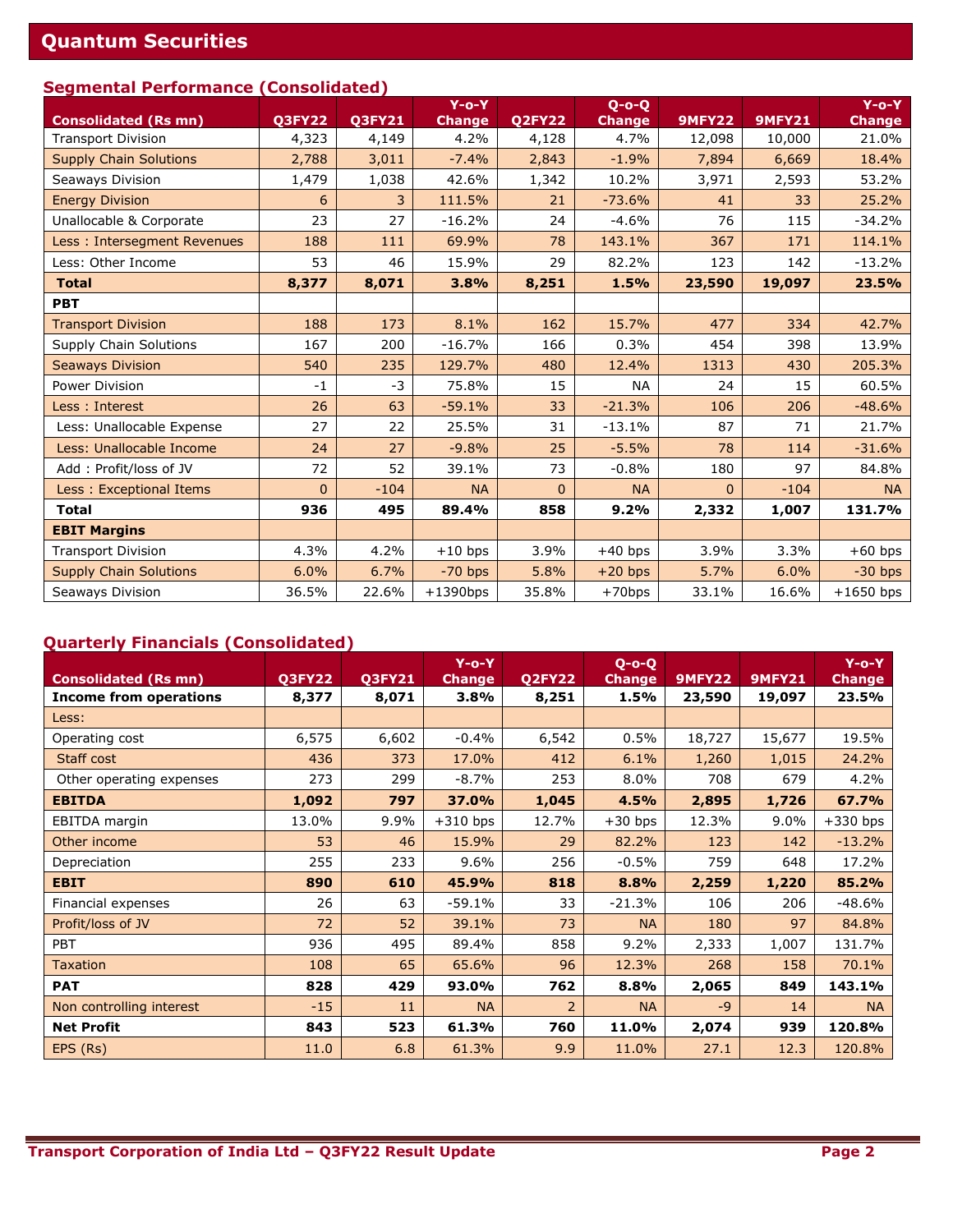## Segmental Performance (Consolidated)

| Consolidated (Rs mn) | Q3FY22 | Q3FY21 | Y-o-Y Change | Q2FY22 | Q-o-Q Change | 9MFY22 | 9MFY21 | Y-o-Y Change |
|---|---|---|---|---|---|---|---|---|
| Transport Division | 4,323 | 4,149 | 4.2% | 4,128 | 4.7% | 12,098 | 10,000 | 21.0% |
| Supply Chain Solutions | 2,788 | 3,011 | -7.4% | 2,843 | -1.9% | 7,894 | 6,669 | 18.4% |
| Seaways Division | 1,479 | 1,038 | 42.6% | 1,342 | 10.2% | 3,971 | 2,593 | 53.2% |
| Energy Division | 6 | 3 | 111.5% | 21 | -73.6% | 41 | 33 | 25.2% |
| Unallocable & Corporate | 23 | 27 | -16.2% | 24 | -4.6% | 76 | 115 | -34.2% |
| Less : Intersegment Revenues | 188 | 111 | 69.9% | 78 | 143.1% | 367 | 171 | 114.1% |
| Less: Other Income | 53 | 46 | 15.9% | 29 | 82.2% | 123 | 142 | -13.2% |
| **Total** | **8,377** | **8,071** | **3.8%** | **8,251** | **1.5%** | **23,590** | **19,097** | **23.5%** |
| **PBT** | | | | | | | | |
| Transport Division | 188 | 173 | 8.1% | 162 | 15.7% | 477 | 334 | 42.7% |
| Supply Chain Solutions | 167 | 200 | -16.7% | 166 | 0.3% | 454 | 398 | 13.9% |
| Seaways Division | 540 | 235 | 129.7% | 480 | 12.4% | 1313 | 430 | 205.3% |
| Power Division | -1 | -3 | 75.8% | 15 | NA | 24 | 15 | 60.5% |
| Less : Interest | 26 | 63 | -59.1% | 33 | -21.3% | 106 | 206 | -48.6% |
| Less: Unallocable Expense | 27 | 22 | 25.5% | 31 | -13.1% | 87 | 71 | 21.7% |
| Less: Unallocable Income | 24 | 27 | -9.8% | 25 | -5.5% | 78 | 114 | -31.6% |
| Add : Profit/loss of JV | 72 | 52 | 39.1% | 73 | -0.8% | 180 | 97 | 84.8% |
| Less : Exceptional Items | 0 | -104 | NA | 0 | NA | 0 | -104 | NA |
| **Total** | **936** | **495** | **89.4%** | **858** | **9.2%** | **2,332** | **1,007** | **131.7%** |
| **EBIT Margins** | | | | | | | | |
| Transport Division | 4.3% | 4.2% | +10 bps | 3.9% | +40 bps | 3.9% | 3.3% | +60 bps |
| Supply Chain Solutions | 6.0% | 6.7% | -70 bps | 5.8% | +20 bps | 5.7% | 6.0% | -30 bps |
| Seaways Division | 36.5% | 22.6% | +1390bps | 35.8% | +70bps | 33.1% | 16.6% | +1650 bps |

## Quarterly Financials (Consolidated)

| Consolidated (Rs mn) | Q3FY22 | Q3FY21 | Y-o-Y Change | Q2FY22 | Q-o-Q Change | 9MFY22 | 9MFY21 | Y-o-Y Change |
|---|---|---|---|---|---|---|---|---|
| **Income from operations** | **8,377** | **8,071** | **3.8%** | **8,251** | **1.5%** | **23,590** | **19,097** | **23.5%** |
| Less: | | | | | | | | |
| Operating cost | 6,575 | 6,602 | -0.4% | 6,542 | 0.5% | 18,727 | 15,677 | 19.5% |
| Staff cost | 436 | 373 | 17.0% | 412 | 6.1% | 1,260 | 1,015 | 24.2% |
| Other operating expenses | 273 | 299 | -8.7% | 253 | 8.0% | 708 | 679 | 4.2% |
| **EBITDA** | **1,092** | **797** | **37.0%** | **1,045** | **4.5%** | **2,895** | **1,726** | **67.7%** |
| EBITDA margin | 13.0% | 9.9% | +310 bps | 12.7% | +30 bps | 12.3% | 9.0% | +330 bps |
| Other income | 53 | 46 | 15.9% | 29 | 82.2% | 123 | 142 | -13.2% |
| Depreciation | 255 | 233 | 9.6% | 256 | -0.5% | 759 | 648 | 17.2% |
| **EBIT** | **890** | **610** | **45.9%** | **818** | **8.8%** | **2,259** | **1,220** | **85.2%** |
| Financial expenses | 26 | 63 | -59.1% | 33 | -21.3% | 106 | 206 | -48.6% |
| Profit/loss of JV | 72 | 52 | 39.1% | 73 | NA | 180 | 97 | 84.8% |
| PBT | 936 | 495 | 89.4% | 858 | 9.2% | 2,333 | 1,007 | 131.7% |
| Taxation | 108 | 65 | 65.6% | 96 | 12.3% | 268 | 158 | 70.1% |
| **PAT** | **828** | **429** | **93.0%** | **762** | **8.8%** | **2,065** | **849** | **143.1%** |
| Non controlling interest | -15 | 11 | NA | 2 | NA | -9 | 14 | NA |
| **Net Profit** | **843** | **523** | **61.3%** | **760** | **11.0%** | **2,074** | **939** | **120.8%** |
| EPS (Rs) | 11.0 | 6.8 | 61.3% | 9.9 | 11.0% | 27.1 | 12.3 | 120.8% |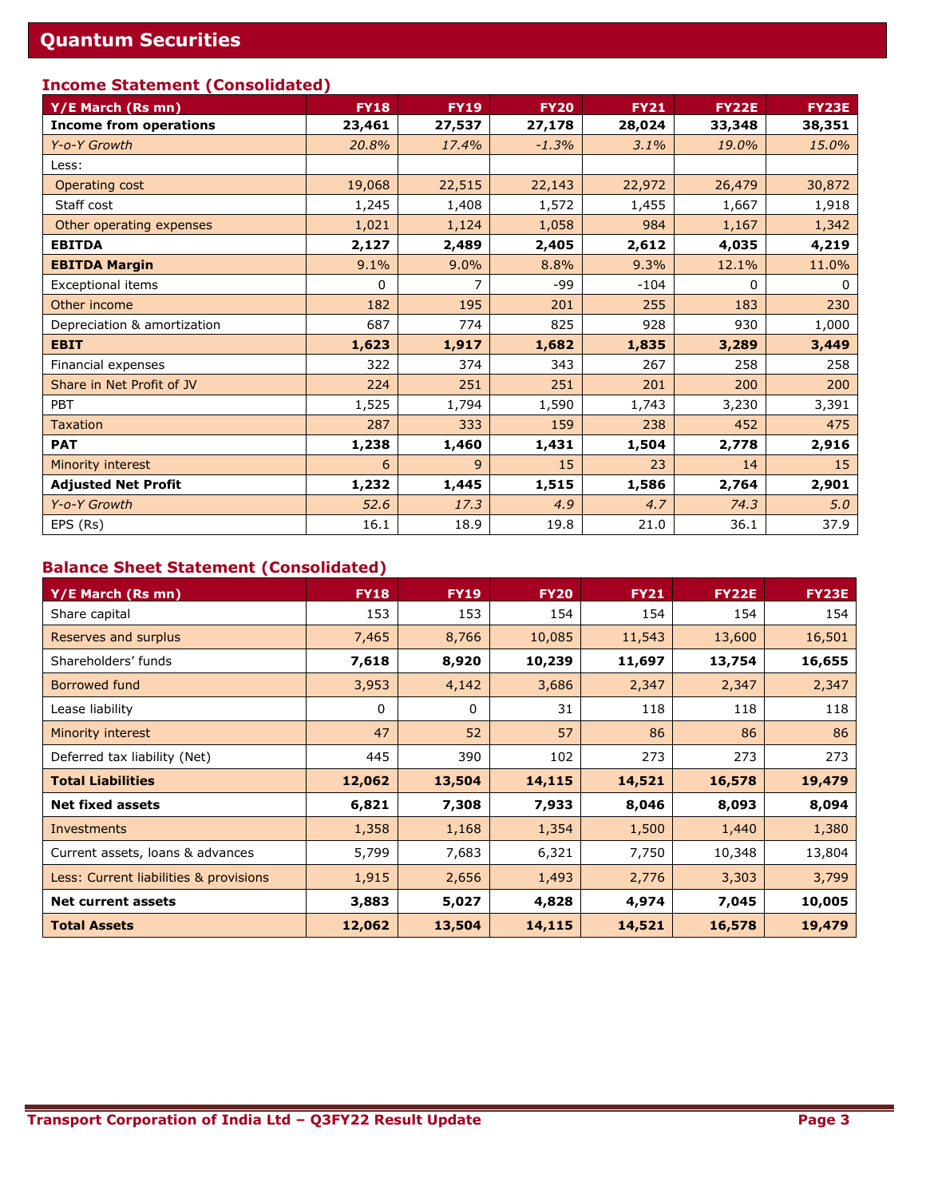## Quantum Securities

### Income Statement (Consolidated)

| Y/E March (Rs mn) | FY18 | FY19 | FY20 | FY21 | FY22E | FY23E |
|---|---|---|---|---|---|---|
| **Income from operations** | **23,461** | **27,537** | **27,178** | **28,024** | **33,348** | **38,351** |
| *Y-o-Y Growth* | *20.8%* | *17.4%* | *-1.3%* | *3.1%* | *19.0%* | *15.0%* |
| Less: | | | | | | |
| Operating cost | 19,068 | 22,515 | 22,143 | 22,972 | 26,479 | 30,872 |
| Staff cost | 1,245 | 1,408 | 1,572 | 1,455 | 1,667 | 1,918 |
| Other operating expenses | 1,021 | 1,124 | 1,058 | 984 | 1,167 | 1,342 |
| **EBITDA** | **2,127** | **2,489** | **2,405** | **2,612** | **4,035** | **4,219** |
| **EBITDA Margin** | 9.1% | 9.0% | 8.8% | 9.3% | 12.1% | 11.0% |
| Exceptional items | 0 | 7 | -99 | -104 | 0 | 0 |
| Other income | 182 | 195 | 201 | 255 | 183 | 230 |
| Depreciation & amortization | 687 | 774 | 825 | 928 | 930 | 1,000 |
| **EBIT** | **1,623** | **1,917** | **1,682** | **1,835** | **3,289** | **3,449** |
| Financial expenses | 322 | 374 | 343 | 267 | 258 | 258 |
| Share in Net Profit of JV | 224 | 251 | 251 | 201 | 200 | 200 |
| PBT | 1,525 | 1,794 | 1,590 | 1,743 | 3,230 | 3,391 |
| Taxation | 287 | 333 | 159 | 238 | 452 | 475 |
| **PAT** | **1,238** | **1,460** | **1,431** | **1,504** | **2,778** | **2,916** |
| Minority interest | 6 | 9 | 15 | 23 | 14 | 15 |
| **Adjusted Net Profit** | **1,232** | **1,445** | **1,515** | **1,586** | **2,764** | **2,901** |
| *Y-o-Y Growth* | *52.6* | *17.3* | *4.9* | *4.7* | *74.3* | *5.0* |
| EPS (Rs) | 16.1 | 18.9 | 19.8 | 21.0 | 36.1 | 37.9 |

### Balance Sheet Statement (Consolidated)

| Y/E March (Rs mn) | FY18 | FY19 | FY20 | FY21 | FY22E | FY23E |
|---|---|---|---|---|---|---|
| Share capital | 153 | 153 | 154 | 154 | 154 | 154 |
| Reserves and surplus | 7,465 | 8,766 | 10,085 | 11,543 | 13,600 | 16,501 |
| Shareholders' funds | **7,618** | **8,920** | **10,239** | **11,697** | **13,754** | **16,655** |
| Borrowed fund | 3,953 | 4,142 | 3,686 | 2,347 | 2,347 | 2,347 |
| Lease liability | 0 | 0 | 31 | 118 | 118 | 118 |
| Minority interest | 47 | 52 | 57 | 86 | 86 | 86 |
| Deferred tax liability (Net) | 445 | 390 | 102 | 273 | 273 | 273 |
| **Total Liabilities** | **12,062** | **13,504** | **14,115** | **14,521** | **16,578** | **19,479** |
| **Net fixed assets** | **6,821** | **7,308** | **7,933** | **8,046** | **8,093** | **8,094** |
| Investments | 1,358 | 1,168 | 1,354 | 1,500 | 1,440 | 1,380 |
| Current assets, loans & advances | 5,799 | 7,683 | 6,321 | 7,750 | 10,348 | 13,804 |
| Less: Current liabilities & provisions | 1,915 | 2,656 | 1,493 | 2,776 | 3,303 | 3,799 |
| **Net current assets** | **3,883** | **5,027** | **4,828** | **4,974** | **7,045** | **10,005** |
| **Total Assets** | **12,062** | **13,504** | **14,115** | **14,521** | **16,578** | **19,479** |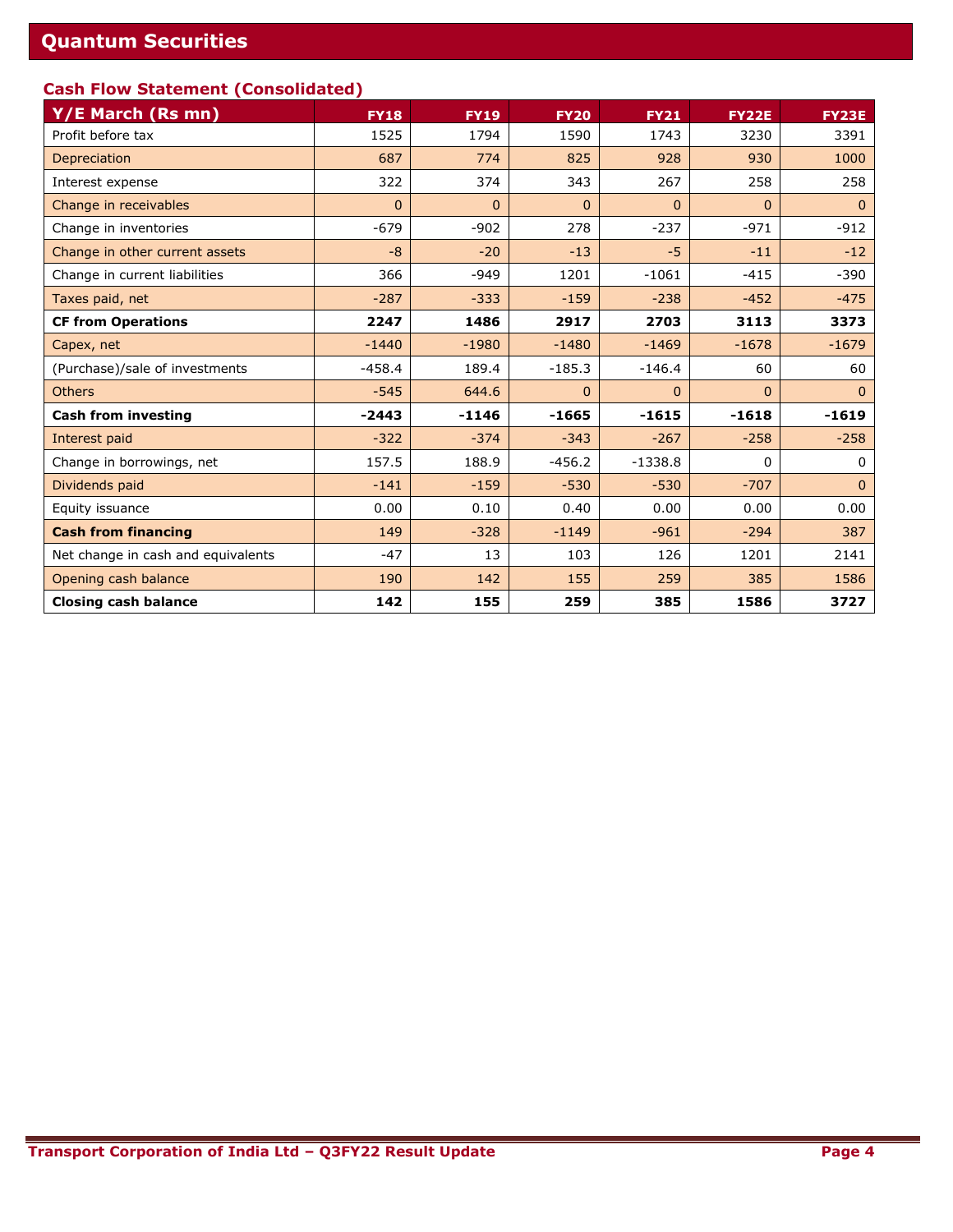## Cash Flow Statement (Consolidated)

| Y/E March (Rs mn) | FY18 | FY19 | FY20 | FY21 | FY22E | FY23E |
|---|---|---|---|---|---|---|
| Profit before tax | 1525 | 1794 | 1590 | 1743 | 3230 | 3391 |
| Depreciation | 687 | 774 | 825 | 928 | 930 | 1000 |
| Interest expense | 322 | 374 | 343 | 267 | 258 | 258 |
| Change in receivables | 0 | 0 | 0 | 0 | 0 | 0 |
| Change in inventories | -679 | -902 | 278 | -237 | -971 | -912 |
| Change in other current assets | -8 | -20 | -13 | -5 | -11 | -12 |
| Change in current liabilities | 366 | -949 | 1201 | -1061 | -415 | -390 |
| Taxes paid, net | -287 | -333 | -159 | -238 | -452 | -475 |
| **CF from Operations** | **2247** | **1486** | **2917** | **2703** | **3113** | **3373** |
| Capex, net | -1440 | -1980 | -1480 | -1469 | -1678 | -1679 |
| (Purchase)/sale of investments | -458.4 | 189.4 | -185.3 | -146.4 | 60 | 60 |
| Others | -545 | 644.6 | 0 | 0 | 0 | 0 |
| **Cash from investing** | **-2443** | **-1146** | **-1665** | **-1615** | **-1618** | **-1619** |
| Interest paid | -322 | -374 | -343 | -267 | -258 | -258 |
| Change in borrowings, net | 157.5 | 188.9 | -456.2 | -1338.8 | 0 | 0 |
| Dividends paid | -141 | -159 | -530 | -530 | -707 | 0 |
| Equity issuance | 0.00 | 0.10 | 0.40 | 0.00 | 0.00 | 0.00 |
| **Cash from financing** | 149 | -328 | -1149 | -961 | -294 | 387 |
| Net change in cash and equivalents | -47 | 13 | 103 | 126 | 1201 | 2141 |
| Opening cash balance | 190 | 142 | 155 | 259 | 385 | 1586 |
| **Closing cash balance** | **142** | **155** | **259** | **385** | **1586** | **3727** |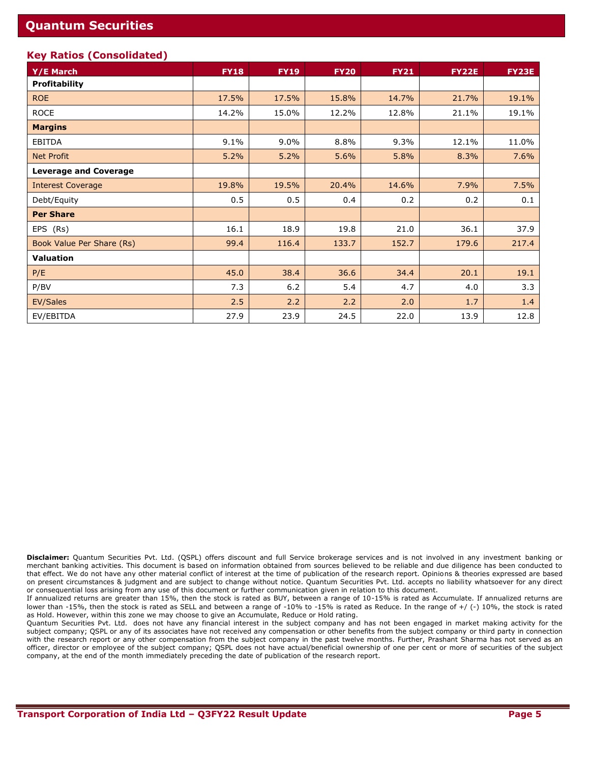## Key Ratios (Consolidated)

| Y/E March | FY18 | FY19 | FY20 | FY21 | FY22E | FY23E |
|---|---|---|---|---|---|---|
| **Profitability** | | | | | | |
| ROE | 17.5% | 17.5% | 15.8% | 14.7% | 21.7% | 19.1% |
| ROCE | 14.2% | 15.0% | 12.2% | 12.8% | 21.1% | 19.1% |
| **Margins** | | | | | | |
| EBITDA | 9.1% | 9.0% | 8.8% | 9.3% | 12.1% | 11.0% |
| Net Profit | 5.2% | 5.2% | 5.6% | 5.8% | 8.3% | 7.6% |
| **Leverage and Coverage** | | | | | | |
| Interest Coverage | 19.8% | 19.5% | 20.4% | 14.6% | 7.9% | 7.5% |
| Debt/Equity | 0.5 | 0.5 | 0.4 | 0.2 | 0.2 | 0.1 |
| **Per Share** | | | | | | |
| EPS (Rs) | 16.1 | 18.9 | 19.8 | 21.0 | 36.1 | 37.9 |
| Book Value Per Share (Rs) | 99.4 | 116.4 | 133.7 | 152.7 | 179.6 | 217.4 |
| **Valuation** | | | | | | |
| P/E | 45.0 | 38.4 | 36.6 | 34.4 | 20.1 | 19.1 |
| P/BV | 7.3 | 6.2 | 5.4 | 4.7 | 4.0 | 3.3 |
| EV/Sales | 2.5 | 2.2 | 2.2 | 2.0 | 1.7 | 1.4 |
| EV/EBITDA | 27.9 | 23.9 | 24.5 | 22.0 | 13.9 | 12.8 |

**Disclaimer:** Quantum Securities Pvt. Ltd. (QSPL) offers discount and full Service brokerage services and is not involved in any investment banking or merchant banking activities. This document is based on information obtained from sources believed to be reliable and due diligence has been conducted to that effect. We do not have any other material conflict of interest at the time of publication of the research report. Opinions & theories expressed are based on present circumstances & judgment and are subject to change without notice. Quantum Securities Pvt. Ltd. accepts no liability whatsoever for any direct or consequential loss arising from any use of this document or further communication given in relation to this document.

If annualized returns are greater than 15%, then the stock is rated as BUY, between a range of 10-15% is rated as Accumulate. If annualized returns are lower than -15%, then the stock is rated as SELL and between a range of -10% to -15% is rated as Reduce. In the range of +/ (-) 10%, the stock is rated as Hold. However, within this zone we may choose to give an Accumulate, Reduce or Hold rating.

Quantum Securities Pvt. Ltd. does not have any financial interest in the subject company and has not been engaged in market making activity for the subject company; QSPL or any of its associates have not received any compensation or other benefits from the subject company or third party in connection with the research report or any other compensation from the subject company in the past twelve months. Further, Prashant Sharma has not served as an officer, director or employee of the subject company; QSPL does not have actual/beneficial ownership of one per cent or more of securities of the subject company, at the end of the month immediately preceding the date of publication of the research report.